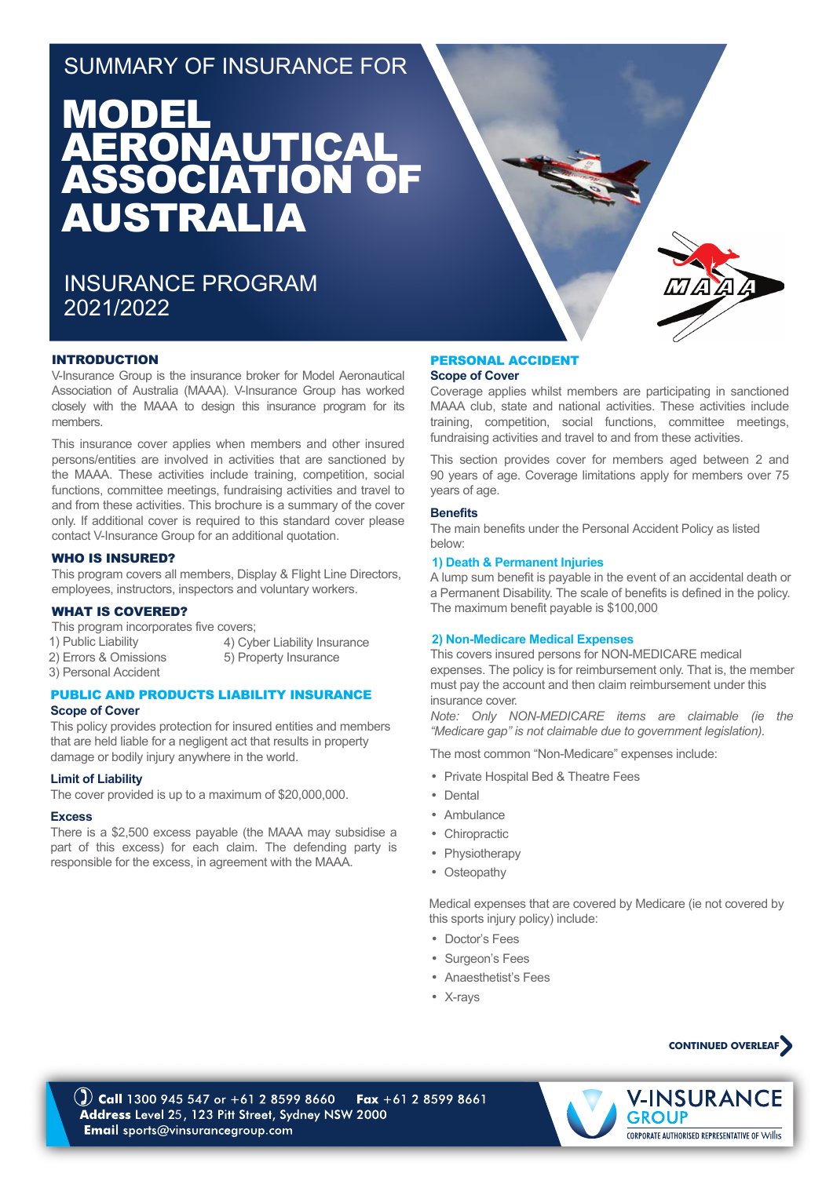SUMMARY OF INSURANCE FOR

# MODEL AERONAUTICAL ASSOCIATION OF AUSTRALIA

INSURANCE PROGRAM 2021/2022

## INTRODUCTION

V-Insurance Group is the insurance broker for Model Aeronautical Association of Australia (MAAA). V-Insurance Group has worked closely with the MAAA to design this insurance program for its members.

This insurance cover applies when members and other insured persons/entities are involved in activities that are sanctioned by the MAAA. These activities include training, competition, social functions, committee meetings, fundraising activities and travel to and from these activities. This brochure is a summary of the cover only. If additional cover is required to this standard cover please contact V-Insurance Group for an additional quotation.

## WHO IS INSURED?

This program covers all members, Display & Flight Line Directors, employees, instructors, inspectors and voluntary workers.

## WHAT IS COVERED?

This program incorporates five covers;

1) Public Liability
2) Errors & Omissions
3) Personal Accident
4) Cyber Liability Insurance
5) Property Insurance

## PUBLIC AND PRODUCTS LIABILITY INSURANCE

### Scope of Cover

This policy provides protection for insured entities and members that are held liable for a negligent act that results in property damage or bodily injury anywhere in the world.

### Limit of Liability

The cover provided is up to a maximum of $20,000,000.

### Excess

There is a $2,500 excess payable (the MAAA may subsidise a part of this excess) for each claim. The defending party is responsible for the excess, in agreement with the MAAA.

## PERSONAL ACCIDENT

### Scope of Cover

Coverage applies whilst members are participating in sanctioned MAAA club, state and national activities. These activities include training, competition, social functions, committee meetings, fundraising activities and travel to and from these activities.

This section provides cover for members aged between 2 and 90 years of age. Coverage limitations apply for members over 75 years of age.

### Benefits

The main benefits under the Personal Accident Policy as listed below:

#### 1) Death & Permanent Injuries

A lump sum benefit is payable in the event of an accidental death or a Permanent Disability. The scale of benefits is defined in the policy. The maximum benefit payable is $100,000

#### 2) Non-Medicare Medical Expenses

This covers insured persons for NON-MEDICARE medical expenses. The policy is for reimbursement only. That is, the member must pay the account and then claim reimbursement under this insurance cover.

*Note: Only NON-MEDICARE items are claimable (ie the "Medicare gap" is not claimable due to government legislation).*

The most common "Non-Medicare" expenses include:

- Private Hospital Bed & Theatre Fees
- Dental
- Ambulance
- Chiropractic
- Physiotherapy
- Osteopathy

Medical expenses that are covered by Medicare (ie not covered by this sports injury policy) include:

- Doctor's Fees
- Surgeon's Fees
- Anaesthetist's Fees
- X-rays

CONTINUED OVERLEAF

**Call** 1300 945 547 or +61 2 8599 8660 **Fax** +61 2 8599 8661
**Address** Level 25, 123 Pitt Street, Sydney NSW 2000
**Email** sports@vinsurancegroup.com

V-INSURANCE GROUP
CORPORATE AUTHORISED REPRESENTATIVE OF Willis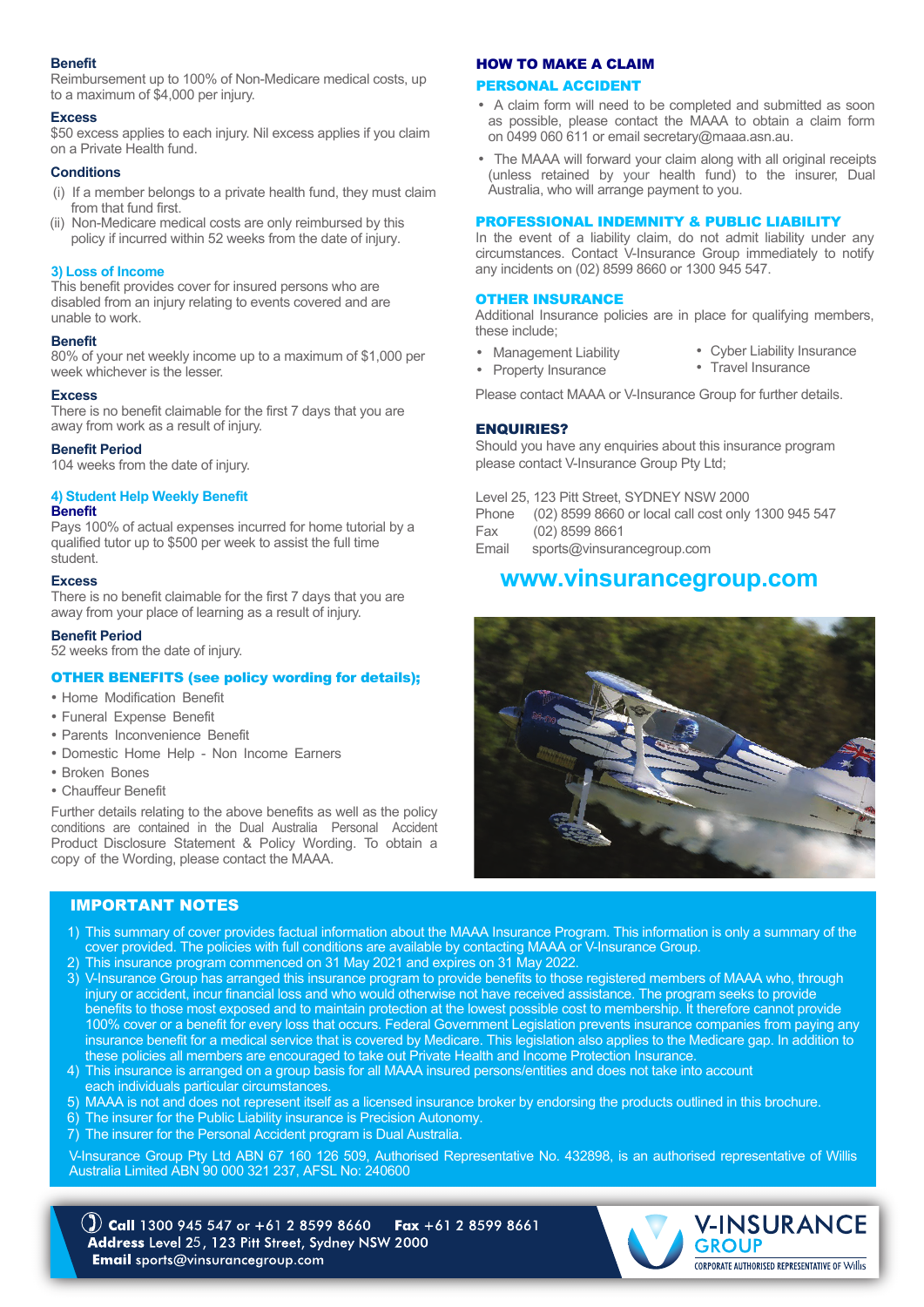### Benefit

Reimbursement up to 100% of Non-Medicare medical costs, up to a maximum of $4,000 per injury.

### Excess

$50 excess applies to each injury. Nil excess applies if you claim on a Private Health fund.

### Conditions

(i) If a member belongs to a private health fund, they must claim from that fund first.
(ii) Non-Medicare medical costs are only reimbursed by this policy if incurred within 52 weeks from the date of injury.

## 3) Loss of Income

This benefit provides cover for insured persons who are disabled from an injury relating to events covered and are unable to work.

### Benefit

80% of your net weekly income up to a maximum of $1,000 per week whichever is the lesser.

### Excess

There is no benefit claimable for the first 7 days that you are away from work as a result of injury.

### Benefit Period

104 weeks from the date of injury.

## 4) Student Help Weekly Benefit

### Benefit

Pays 100% of actual expenses incurred for home tutorial by a qualified tutor up to $500 per week to assist the full time student.

### Excess

There is no benefit claimable for the first 7 days that you are away from your place of learning as a result of injury.

### Benefit Period

52 weeks from the date of injury.

## OTHER BENEFITS (see policy wording for details);

- Home Modification Benefit
- Funeral Expense Benefit
- Parents Inconvenience Benefit
- Domestic Home Help - Non Income Earners
- Broken Bones
- Chauffeur Benefit

Further details relating to the above benefits as well as the policy conditions are contained in the Dual Australia Personal Accident Product Disclosure Statement & Policy Wording. To obtain a copy of the Wording, please contact the MAAA.

## HOW TO MAKE A CLAIM

### PERSONAL ACCIDENT

- A claim form will need to be completed and submitted as soon as possible, please contact the MAAA to obtain a claim form on 0499 060 611 or email secretary@maaa.asn.au.
- The MAAA will forward your claim along with all original receipts (unless retained by your health fund) to the insurer, Dual Australia, who will arrange payment to you.

### PROFESSIONAL INDEMNITY & PUBLIC LIABILITY

In the event of a liability claim, do not admit liability under any circumstances. Contact V-Insurance Group immediately to notify any incidents on (02) 8599 8660 or 1300 945 547.

### OTHER INSURANCE

Additional Insurance policies are in place for qualifying members, these include;

- Management Liability
- Property Insurance
- Cyber Liability Insurance
- Travel Insurance

Please contact MAAA or V-Insurance Group for further details.

### ENQUIRIES?

Should you have any enquiries about this insurance program please contact V-Insurance Group Pty Ltd;

Level 25, 123 Pitt Street, SYDNEY NSW 2000
Phone (02) 8599 8660 or local call cost only 1300 945 547
Fax (02) 8599 8661
Email sports@vinsurancegroup.com

**www.vinsurancegroup.com**

## IMPORTANT NOTES

1) This summary of cover provides factual information about the MAAA Insurance Program. This information is only a summary of the cover provided. The policies with full conditions are available by contacting MAAA or V-Insurance Group.
2) This insurance program commenced on 31 May 2021 and expires on 31 May 2022.
3) V-Insurance Group has arranged this insurance program to provide benefits to those registered members of MAAA who, through injury or accident, incur financial loss and who would otherwise not have received assistance. The program seeks to provide benefits to those most exposed and to maintain protection at the lowest possible cost to membership. It therefore cannot provide 100% cover or a benefit for every loss that occurs. Federal Government Legislation prevents insurance companies from paying any insurance benefit for a medical service that is covered by Medicare. This legislation also applies to the Medicare gap. In addition to these policies all members are encouraged to take out Private Health and Income Protection Insurance.
4) This insurance is arranged on a group basis for all MAAA insured persons/entities and does not take into account each individuals particular circumstances.
5) MAAA is not and does not represent itself as a licensed insurance broker by endorsing the products outlined in this brochure.
6) The insurer for the Public Liability insurance is Precision Autonomy.
7) The insurer for the Personal Accident program is Dual Australia.

V-Insurance Group Pty Ltd ABN 67 160 126 509, Authorised Representative No. 432898, is an authorised representative of Willis Australia Limited ABN 90 000 321 237, AFSL No: 240600

**Call** 1300 945 547 or +61 2 8599 8660 **Fax** +61 2 8599 8661
**Address** Level 25, 123 Pitt Street, Sydney NSW 2000
**Email** sports@vinsurancegroup.com

V-INSURANCE GROUP
CORPORATE AUTHORISED REPRESENTATIVE OF Willis